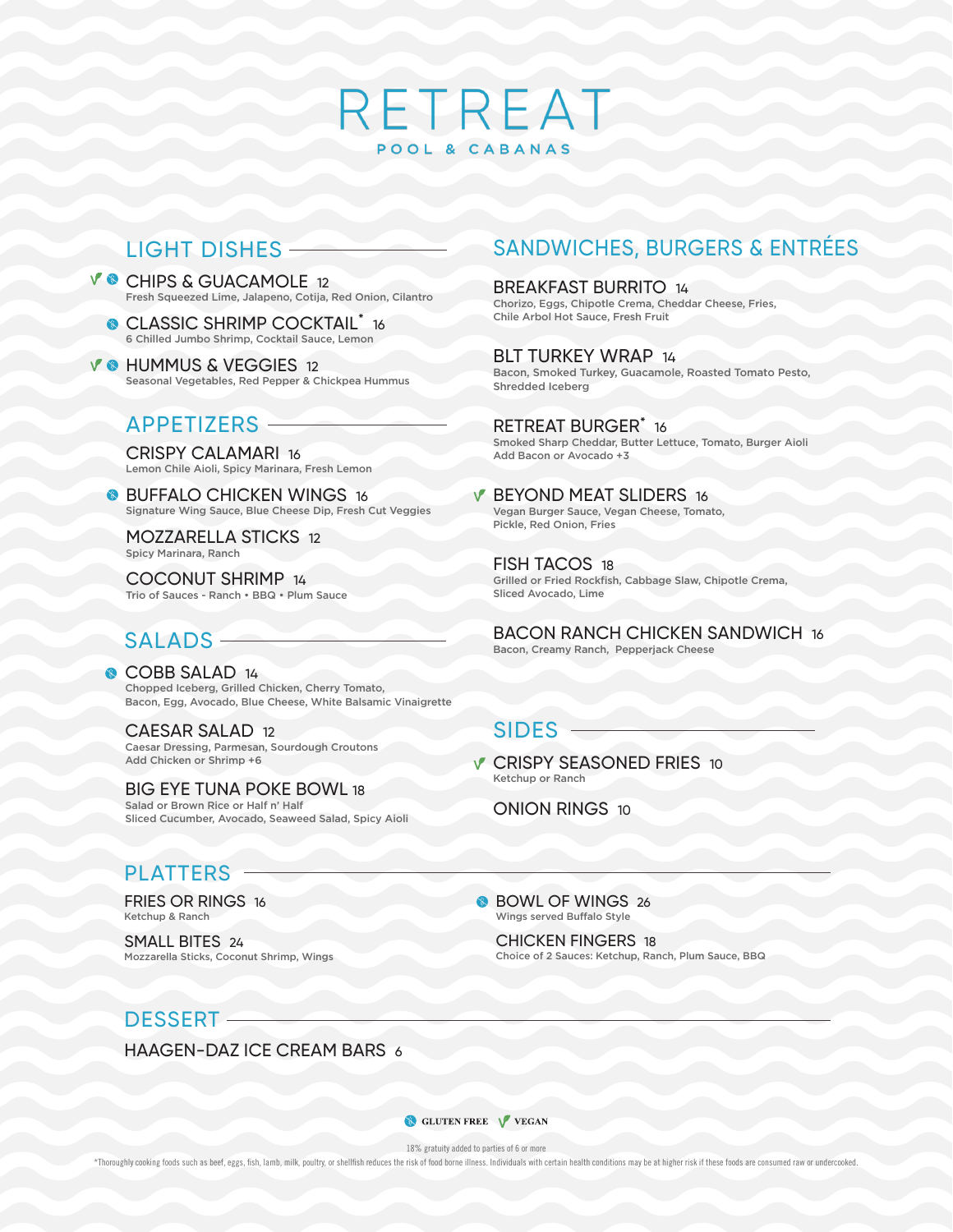# RETREAT

POOL & CABANAS

## LIGHT DISHES

**CHIPS & GUACAMOLE** 12 (Vegan, Gluten Free)
Fresh Squeezed Lime, Jalapeno, Cotija, Red Onion, Cilantro

**CLASSIC SHRIMP COCKTAIL*** 16 (Gluten Free)
6 Chilled Jumbo Shrimp, Cocktail Sauce, Lemon

**HUMMUS & VEGGIES** 12 (Vegan, Gluten Free)
Seasonal Vegetables, Red Pepper & Chickpea Hummus

## APPETIZERS

**CRISPY CALAMARI** 16
Lemon Chile Aioli, Spicy Marinara, Fresh Lemon

**BUFFALO CHICKEN WINGS** 16 (Gluten Free)
Signature Wing Sauce, Blue Cheese Dip, Fresh Cut Veggies

**MOZZARELLA STICKS** 12
Spicy Marinara, Ranch

**COCONUT SHRIMP** 14
Trio of Sauces - Ranch • BBQ • Plum Sauce

## SALADS

**COBB SALAD** 14 (Gluten Free)
Chopped Iceberg, Grilled Chicken, Cherry Tomato, Bacon, Egg, Avocado, Blue Cheese, White Balsamic Vinaigrette

**CAESAR SALAD** 12
Caesar Dressing, Parmesan, Sourdough Croutons
Add Chicken or Shrimp +6

**BIG EYE TUNA POKE BOWL** 18
Salad or Brown Rice or Half n' Half
Sliced Cucumber, Avocado, Seaweed Salad, Spicy Aioli

## SANDWICHES, BURGERS & ENTRÉES

**BREAKFAST BURRITO** 14
Chorizo, Eggs, Chipotle Crema, Cheddar Cheese, Fries, Chile Arbol Hot Sauce, Fresh Fruit

**BLT TURKEY WRAP** 14
Bacon, Smoked Turkey, Guacamole, Roasted Tomato Pesto, Shredded Iceberg

**RETREAT BURGER*** 16
Smoked Sharp Cheddar, Butter Lettuce, Tomato, Burger Aioli
Add Bacon or Avocado +3

**BEYOND MEAT SLIDERS** 16 (Vegan)
Vegan Burger Sauce, Vegan Cheese, Tomato, Pickle, Red Onion, Fries

**FISH TACOS** 18
Grilled or Fried Rockfish, Cabbage Slaw, Chipotle Crema, Sliced Avocado, Lime

**BACON RANCH CHICKEN SANDWICH** 16
Bacon, Creamy Ranch, Pepperjack Cheese

## SIDES

**CRISPY SEASONED FRIES** 10 (Vegan)
Ketchup or Ranch

**ONION RINGS** 10

## PLATTERS

**FRIES OR RINGS** 16
Ketchup & Ranch

**SMALL BITES** 24
Mozzarella Sticks, Coconut Shrimp, Wings

**BOWL OF WINGS** 26 (Gluten Free)
Wings served Buffalo Style

**CHICKEN FINGERS** 18
Choice of 2 Sauces: Ketchup, Ranch, Plum Sauce, BBQ

## DESSERT

**HAAGEN-DAZ ICE CREAM BARS** 6

GLUTEN FREE · VEGAN

18% gratuity added to parties of 6 or more

*Thoroughly cooking foods such as beef, eggs, fish, lamb, milk, poultry, or shellfish reduces the risk of food borne illness. Individuals with certain health conditions may be at higher risk if these foods are consumed raw or undercooked.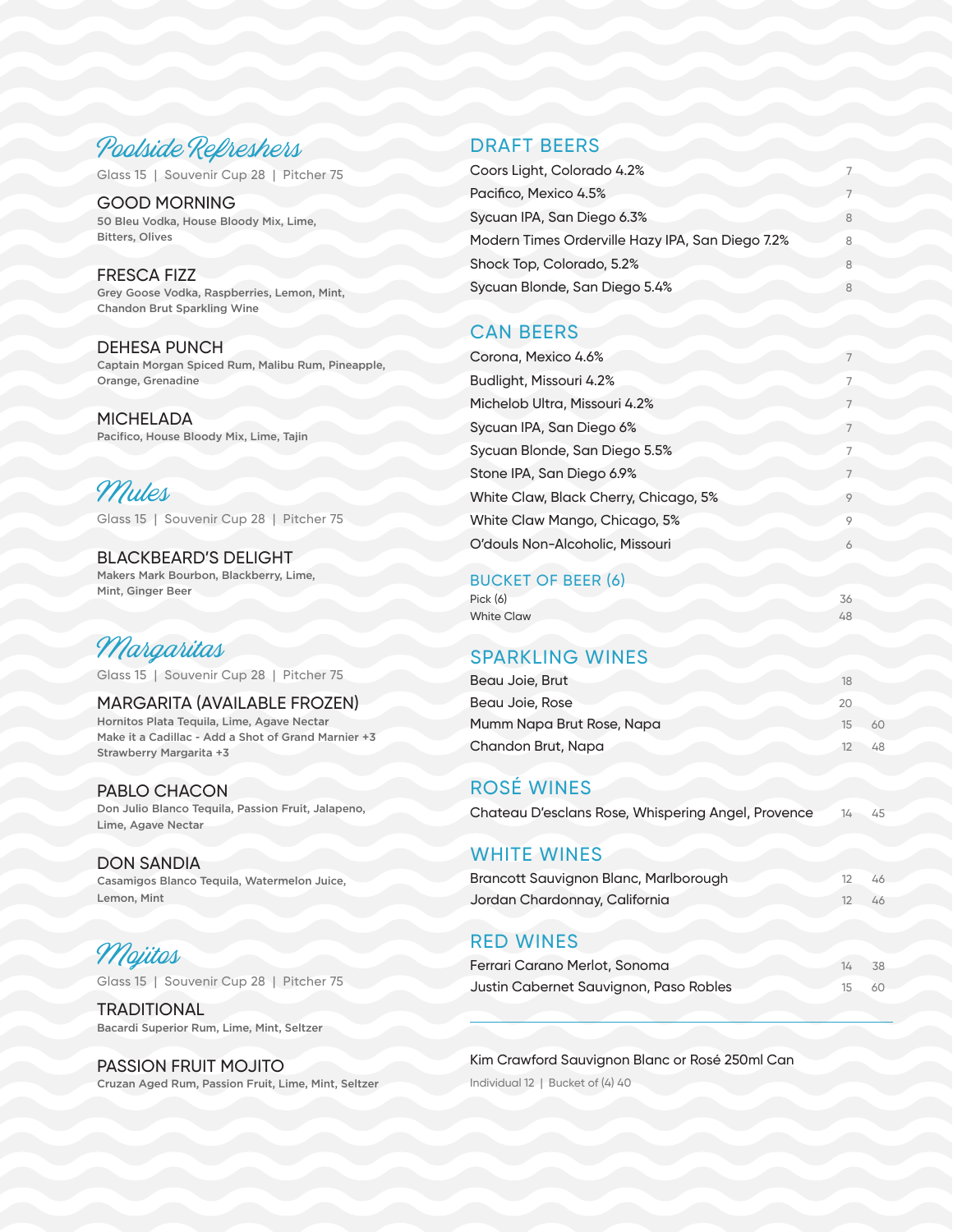## Poolside Refreshers

Glass 15 | Souvenir Cup 28 | Pitcher 75

### GOOD MORNING
50 Bleu Vodka, House Bloody Mix, Lime, Bitters, Olives

### FRESCA FIZZ
Grey Goose Vodka, Raspberries, Lemon, Mint, Chandon Brut Sparkling Wine

### DEHESA PUNCH
Captain Morgan Spiced Rum, Malibu Rum, Pineapple, Orange, Grenadine

### MICHELADA
Pacifico, House Bloody Mix, Lime, Tajin

## Mules

Glass 15 | Souvenir Cup 28 | Pitcher 75

### BLACKBEARD'S DELIGHT
Makers Mark Bourbon, Blackberry, Lime, Mint, Ginger Beer

## Margaritas

Glass 15 | Souvenir Cup 28 | Pitcher 75

### MARGARITA (AVAILABLE FROZEN)
Hornitos Plata Tequila, Lime, Agave Nectar
Make it a Cadillac - Add a Shot of Grand Marnier +3
Strawberry Margarita +3

### PABLO CHACON
Don Julio Blanco Tequila, Passion Fruit, Jalapeno, Lime, Agave Nectar

### DON SANDIA
Casamigos Blanco Tequila, Watermelon Juice, Lemon, Mint

## Mojitos

Glass 15 | Souvenir Cup 28 | Pitcher 75

### TRADITIONAL
Bacardi Superior Rum, Lime, Mint, Seltzer

### PASSION FRUIT MOJITO
Cruzan Aged Rum, Passion Fruit, Lime, Mint, Seltzer

## DRAFT BEERS

| Item | Price |
|---|---|
| Coors Light, Colorado 4.2% | 7 |
| Pacifico, Mexico 4.5% | 7 |
| Sycuan IPA, San Diego 6.3% | 8 |
| Modern Times Orderville Hazy IPA, San Diego 7.2% | 8 |
| Shock Top, Colorado, 5.2% | 8 |
| Sycuan Blonde, San Diego 5.4% | 8 |

## CAN BEERS

| Item | Price |
|---|---|
| Corona, Mexico 4.6% | 7 |
| Budlight, Missouri 4.2% | 7 |
| Michelob Ultra, Missouri 4.2% | 7 |
| Sycuan IPA, San Diego 6% | 7 |
| Sycuan Blonde, San Diego 5.5% | 7 |
| Stone IPA, San Diego 6.9% | 7 |
| White Claw, Black Cherry, Chicago, 5% | 9 |
| White Claw Mango, Chicago, 5% | 9 |
| O'douls Non-Alcoholic, Missouri | 6 |

### BUCKET OF BEER (6)

| Item | Price |
|---|---|
| Pick (6) | 36 |
| White Claw | 48 |

## SPARKLING WINES

| Item | Glass | Bottle |
|---|---|---|
| Beau Joie, Brut | 18 | |
| Beau Joie, Rose | 20 | |
| Mumm Napa Brut Rose, Napa | 15 | 60 |
| Chandon Brut, Napa | 12 | 48 |

## ROSÉ WINES

| Item | Glass | Bottle |
|---|---|---|
| Chateau D'esclans Rose, Whispering Angel, Provence | 14 | 45 |

## WHITE WINES

| Item | Glass | Bottle |
|---|---|---|
| Brancott Sauvignon Blanc, Marlborough | 12 | 46 |
| Jordan Chardonnay, California | 12 | 46 |

## RED WINES

| Item | Glass | Bottle |
|---|---|---|
| Ferrari Carano Merlot, Sonoma | 14 | 38 |
| Justin Cabernet Sauvignon, Paso Robles | 15 | 60 |

---

Kim Crawford Sauvignon Blanc or Rosé 250ml Can

Individual 12 | Bucket of (4) 40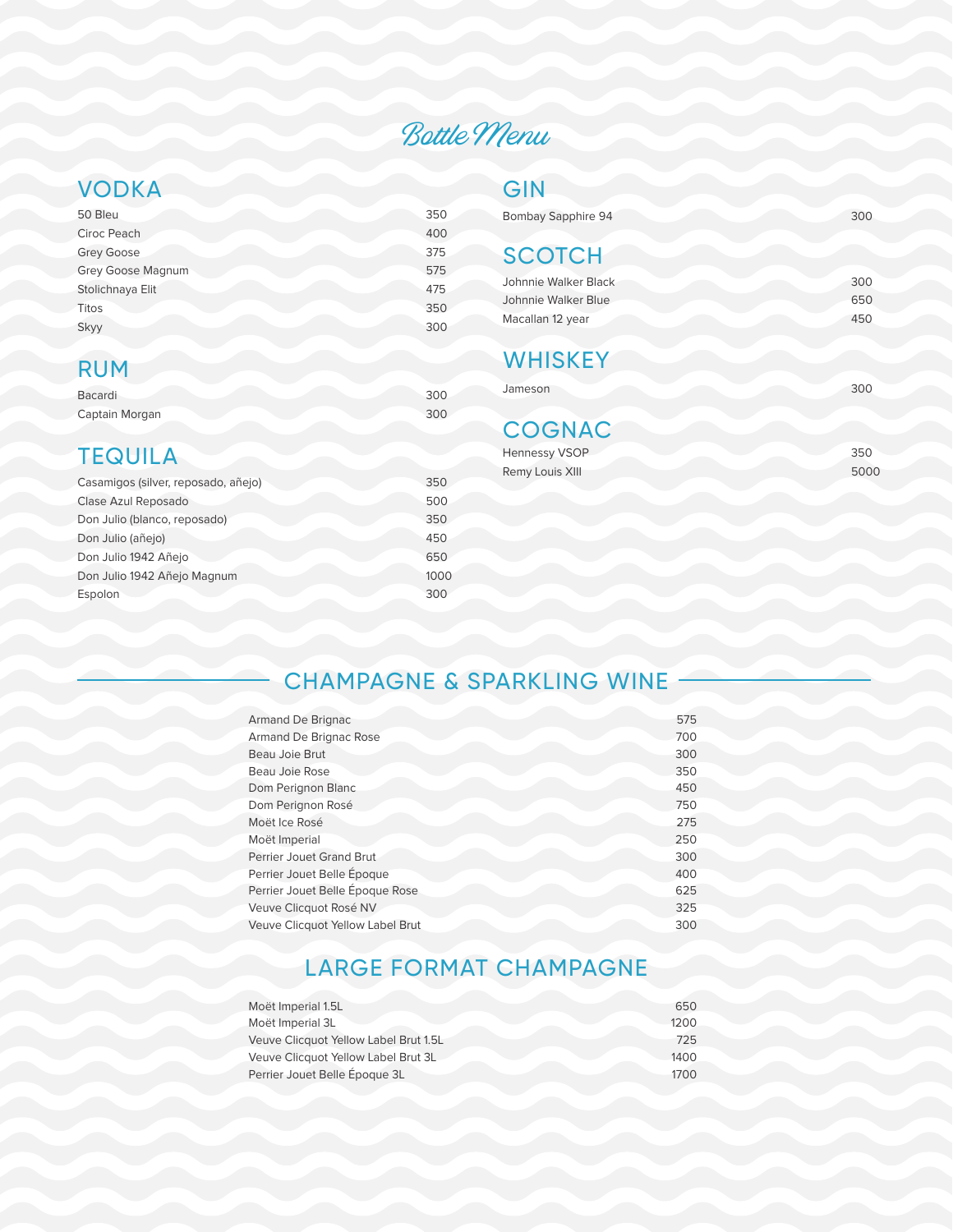# Bottle Menu

## VODKA

| | |
|---|---|
| 50 Bleu | 350 |
| Ciroc Peach | 400 |
| Grey Goose | 375 |
| Grey Goose Magnum | 575 |
| Stolichnaya Elit | 475 |
| Titos | 350 |
| Skyy | 300 |

## RUM

| | |
|---|---|
| Bacardi | 300 |
| Captain Morgan | 300 |

## TEQUILA

| | |
|---|---|
| Casamigos (silver, reposado, añejo) | 350 |
| Clase Azul Reposado | 500 |
| Don Julio (blanco, reposado) | 350 |
| Don Julio (añejo) | 450 |
| Don Julio 1942 Añejo | 650 |
| Don Julio 1942 Añejo Magnum | 1000 |
| Espolon | 300 |

## GIN

| | |
|---|---|
| Bombay Sapphire 94 | 300 |

## SCOTCH

| | |
|---|---|
| Johnnie Walker Black | 300 |
| Johnnie Walker Blue | 650 |
| Macallan 12 year | 450 |

## WHISKEY

| | |
|---|---|
| Jameson | 300 |

## COGNAC

| | |
|---|---|
| Hennessy VSOP | 350 |
| Remy Louis XIII | 5000 |

## CHAMPAGNE & SPARKLING WINE

| | |
|---|---|
| Armand De Brignac | 575 |
| Armand De Brignac Rose | 700 |
| Beau Joie Brut | 300 |
| Beau Joie Rose | 350 |
| Dom Perignon Blanc | 450 |
| Dom Perignon Rosé | 750 |
| Moët Ice Rosé | 275 |
| Moët Imperial | 250 |
| Perrier Jouet Grand Brut | 300 |
| Perrier Jouet Belle Époque | 400 |
| Perrier Jouet Belle Époque Rose | 625 |
| Veuve Clicquot Rosé NV | 325 |
| Veuve Clicquot Yellow Label Brut | 300 |

## LARGE FORMAT CHAMPAGNE

| | |
|---|---|
| Moët Imperial 1.5L | 650 |
| Moët Imperial 3L | 1200 |
| Veuve Clicquot Yellow Label Brut 1.5L | 725 |
| Veuve Clicquot Yellow Label Brut 3L | 1400 |
| Perrier Jouet Belle Époque 3L | 1700 |